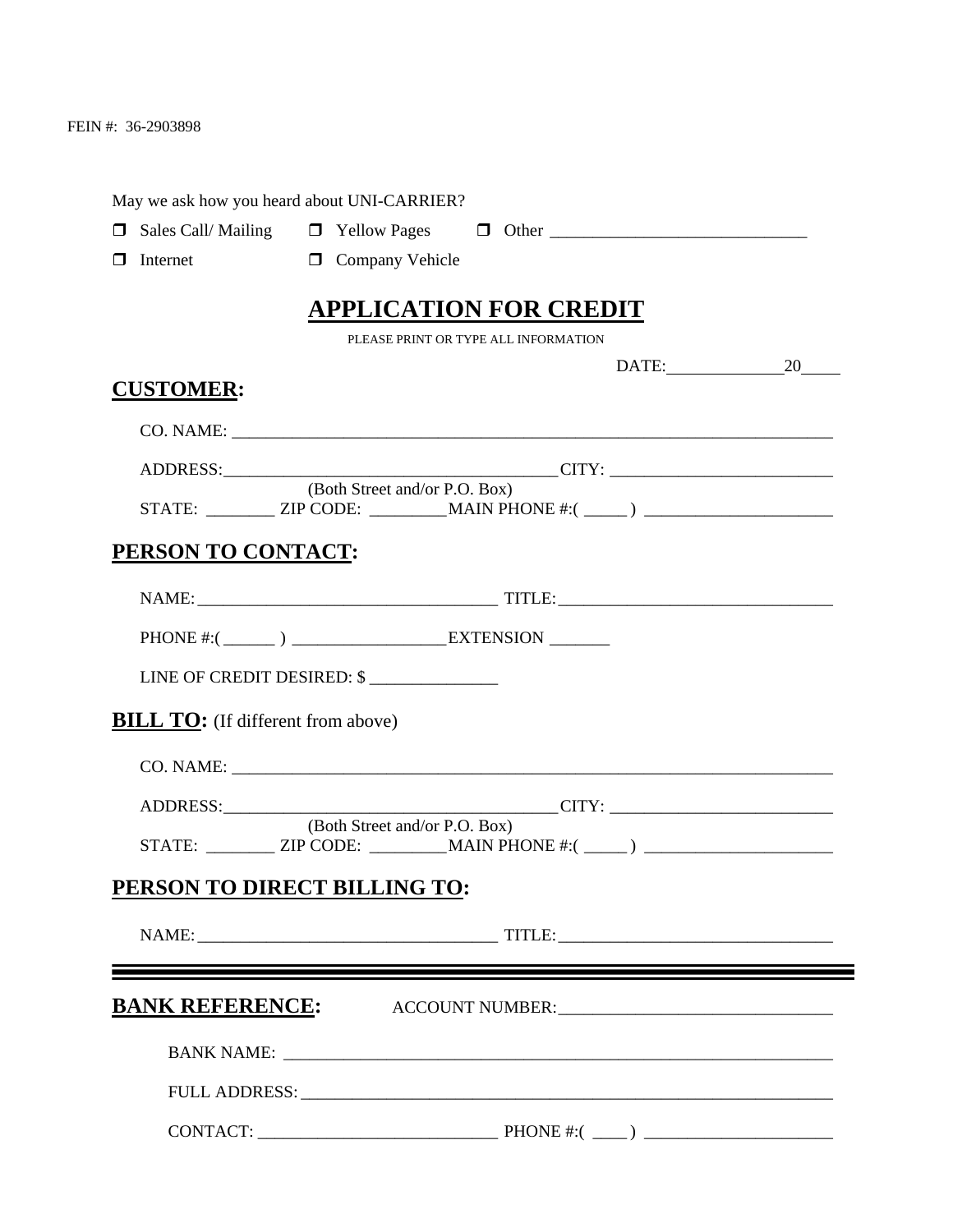FEIN #: 36-2903898

May we ask how you heard about UNI-CARRIER?

- ☐ Sales Call/ Mailing ☐ Yellow Pages ☐ Other ______________________________
- ☐ Internet ☐ Company Vehicle

# APPLICATION FOR CREDIT

PLEASE PRINT OR TYPE ALL INFORMATION

DATE:______________20_____

## CUSTOMER:

CO. NAME: ___________________________________________________________________________

ADDRESS:______________________________________CITY: __________________________
(Both Street and/or P.O. Box)

STATE: ________ ZIP CODE: _________MAIN PHONE #:( _____ ) ______________________

## PERSON TO CONTACT:

NAME:___________________________________ TITLE:________________________________

PHONE #:( ______ ) _________________EXTENSION _______

LINE OF CREDIT DESIRED: $ _______________

## BILL TO: (If different from above)

CO. NAME: ___________________________________________________________________________

ADDRESS:______________________________________CITY: __________________________
(Both Street and/or P.O. Box)

STATE: ________ ZIP CODE: _________MAIN PHONE #:( _____ ) ______________________

## PERSON TO DIRECT BILLING TO:

NAME:___________________________________ TITLE:________________________________

---

## BANK REFERENCE: ACCOUNT NUMBER:________________________________

BANK NAME: ___________________________________________________________________

FULL ADDRESS:_________________________________________________________________

CONTACT: ___________________________ PHONE #:( ____ ) ______________________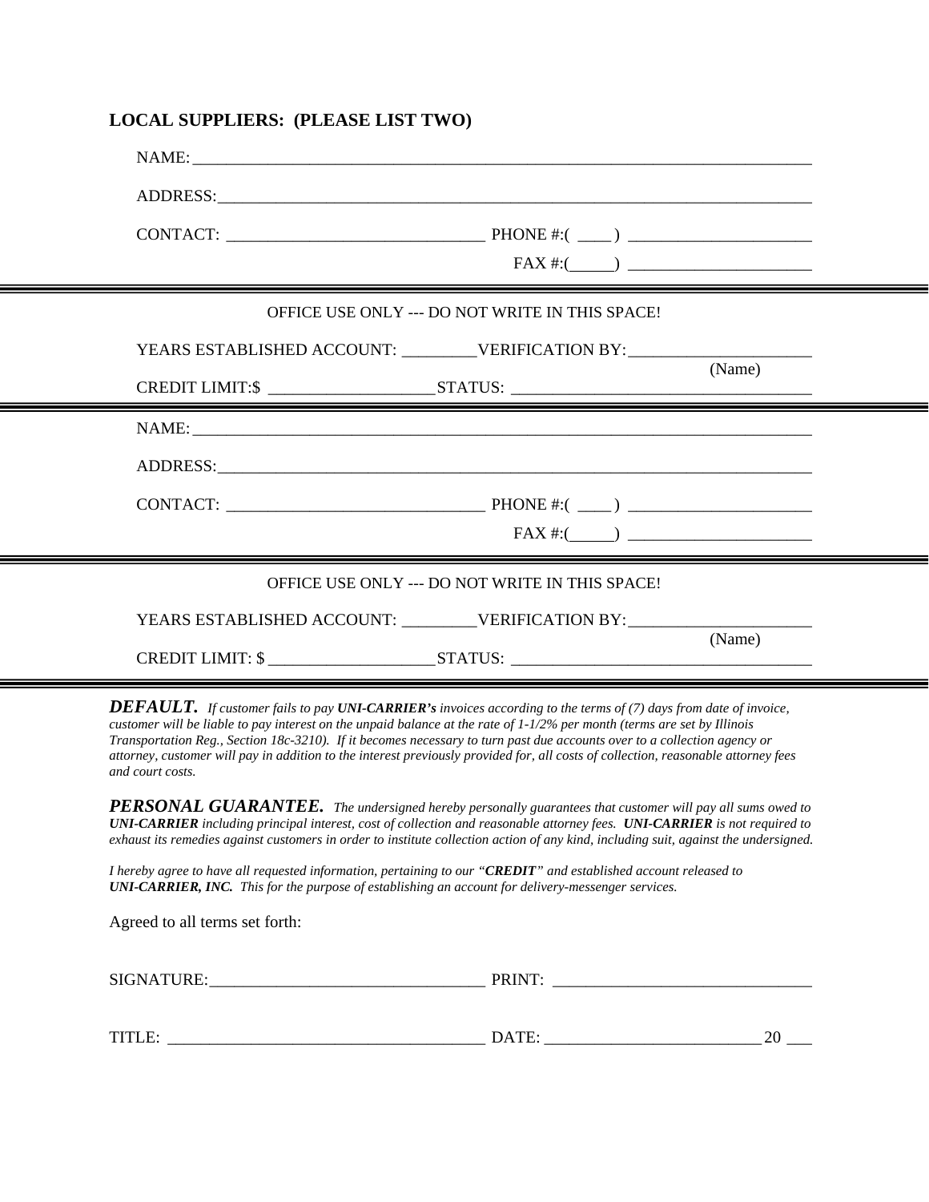**LOCAL SUPPLIERS: (PLEASE LIST TWO)**

NAME:\_\_\_\_\_\_\_\_\_\_\_\_\_\_\_\_\_\_\_\_\_\_\_\_\_\_\_\_\_\_\_\_\_\_\_\_\_\_\_\_\_\_\_\_\_\_\_\_\_\_\_\_\_\_\_\_\_\_\_\_\_\_\_\_\_\_\_\_\_\_

ADDRESS:\_\_\_\_\_\_\_\_\_\_\_\_\_\_\_\_\_\_\_\_\_\_\_\_\_\_\_\_\_\_\_\_\_\_\_\_\_\_\_\_\_\_\_\_\_\_\_\_\_\_\_\_\_\_\_\_\_\_\_\_\_\_\_\_\_\_\_

CONTACT: \_\_\_\_\_\_\_\_\_\_\_\_\_\_\_\_\_\_\_\_\_\_\_\_\_\_\_\_\_\_ PHONE #:( \_\_\_\_ ) \_\_\_\_\_\_\_\_\_\_\_\_\_\_\_\_\_\_\_\_\_\_

FAX #:(\_\_\_\_\_) \_\_\_\_\_\_\_\_\_\_\_\_\_\_\_\_\_\_\_\_\_\_

---

OFFICE USE ONLY --- DO NOT WRITE IN THIS SPACE!

YEARS ESTABLISHED ACCOUNT: \_\_\_\_\_\_\_\_\_VERIFICATION BY:\_\_\_\_\_\_\_\_\_\_\_\_\_\_\_\_\_\_\_\_\_\_ (Name)

CREDIT LIMIT:$ \_\_\_\_\_\_\_\_\_\_\_\_\_\_\_\_\_\_\_\_STATUS: \_\_\_\_\_\_\_\_\_\_\_\_\_\_\_\_\_\_\_\_\_\_\_\_\_\_\_\_\_\_\_\_\_\_\_\_\_

---

NAME:\_\_\_\_\_\_\_\_\_\_\_\_\_\_\_\_\_\_\_\_\_\_\_\_\_\_\_\_\_\_\_\_\_\_\_\_\_\_\_\_\_\_\_\_\_\_\_\_\_\_\_\_\_\_\_\_\_\_\_\_\_\_\_\_\_\_\_\_\_\_

ADDRESS:\_\_\_\_\_\_\_\_\_\_\_\_\_\_\_\_\_\_\_\_\_\_\_\_\_\_\_\_\_\_\_\_\_\_\_\_\_\_\_\_\_\_\_\_\_\_\_\_\_\_\_\_\_\_\_\_\_\_\_\_\_\_\_\_\_\_\_

CONTACT: \_\_\_\_\_\_\_\_\_\_\_\_\_\_\_\_\_\_\_\_\_\_\_\_\_\_\_\_\_\_ PHONE #:( \_\_\_\_ ) \_\_\_\_\_\_\_\_\_\_\_\_\_\_\_\_\_\_\_\_\_\_

FAX #:(\_\_\_\_\_) \_\_\_\_\_\_\_\_\_\_\_\_\_\_\_\_\_\_\_\_\_\_

---

OFFICE USE ONLY --- DO NOT WRITE IN THIS SPACE!

YEARS ESTABLISHED ACCOUNT: \_\_\_\_\_\_\_\_\_VERIFICATION BY:\_\_\_\_\_\_\_\_\_\_\_\_\_\_\_\_\_\_\_\_\_\_ (Name)

CREDIT LIMIT: $ \_\_\_\_\_\_\_\_\_\_\_\_\_\_\_\_\_\_\_\_STATUS: \_\_\_\_\_\_\_\_\_\_\_\_\_\_\_\_\_\_\_\_\_\_\_\_\_\_\_\_\_\_\_\_\_\_\_\_\_

---

***DEFAULT.*** *If customer fails to pay **UNI-CARRIER's** invoices according to the terms of (7) days from date of invoice, customer will be liable to pay interest on the unpaid balance at the rate of 1-1/2% per month (terms are set by Illinois Transportation Reg., Section 18c-3210). If it becomes necessary to turn past due accounts over to a collection agency or attorney, customer will pay in addition to the interest previously provided for, all costs of collection, reasonable attorney fees and court costs.*

***PERSONAL GUARANTEE.*** *The undersigned hereby personally guarantees that customer will pay all sums owed to **UNI-CARRIER** including principal interest, cost of collection and reasonable attorney fees. **UNI-CARRIER** is not required to exhaust its remedies against customers in order to institute collection action of any kind, including suit, against the undersigned.*

*I hereby agree to have all requested information, pertaining to our "**CREDIT**" and established account released to **UNI-CARRIER, INC.** This for the purpose of establishing an account for delivery-messenger services.*

Agreed to all terms set forth:

SIGNATURE:\_\_\_\_\_\_\_\_\_\_\_\_\_\_\_\_\_\_\_\_\_\_\_\_\_\_\_\_\_\_\_\_\_\_ PRINT: \_\_\_\_\_\_\_\_\_\_\_\_\_\_\_\_\_\_\_\_\_\_\_\_\_\_\_\_\_\_\_\_

TITLE: \_\_\_\_\_\_\_\_\_\_\_\_\_\_\_\_\_\_\_\_\_\_\_\_\_\_\_\_\_\_\_\_\_\_\_\_\_\_\_ DATE: \_\_\_\_\_\_\_\_\_\_\_\_\_\_\_\_\_\_\_\_\_\_\_\_\_\_ 20 \_\_\_